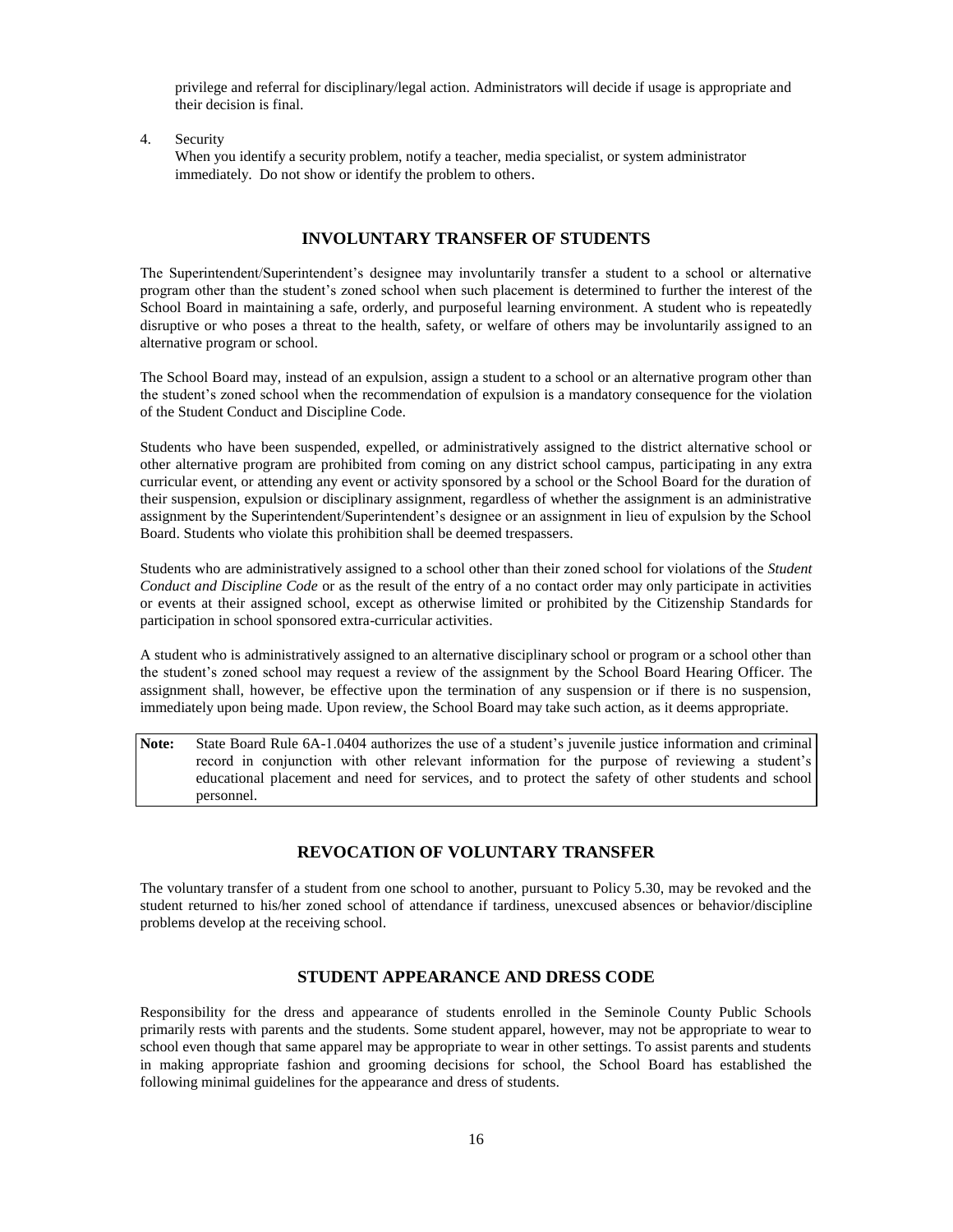privilege and referral for disciplinary/legal action. Administrators will decide if usage is appropriate and their decision is final.

4. Security
   When you identify a security problem, notify a teacher, media specialist, or system administrator immediately. Do not show or identify the problem to others.

## INVOLUNTARY TRANSFER OF STUDENTS

The Superintendent/Superintendent's designee may involuntarily transfer a student to a school or alternative program other than the student's zoned school when such placement is determined to further the interest of the School Board in maintaining a safe, orderly, and purposeful learning environment. A student who is repeatedly disruptive or who poses a threat to the health, safety, or welfare of others may be involuntarily assigned to an alternative program or school.

The School Board may, instead of an expulsion, assign a student to a school or an alternative program other than the student's zoned school when the recommendation of expulsion is a mandatory consequence for the violation of the Student Conduct and Discipline Code.

Students who have been suspended, expelled, or administratively assigned to the district alternative school or other alternative program are prohibited from coming on any district school campus, participating in any extra curricular event, or attending any event or activity sponsored by a school or the School Board for the duration of their suspension, expulsion or disciplinary assignment, regardless of whether the assignment is an administrative assignment by the Superintendent/Superintendent's designee or an assignment in lieu of expulsion by the School Board. Students who violate this prohibition shall be deemed trespassers.

Students who are administratively assigned to a school other than their zoned school for violations of the *Student Conduct and Discipline Code* or as the result of the entry of a no contact order may only participate in activities or events at their assigned school, except as otherwise limited or prohibited by the Citizenship Standards for participation in school sponsored extra-curricular activities.

A student who is administratively assigned to an alternative disciplinary school or program or a school other than the student's zoned school may request a review of the assignment by the School Board Hearing Officer. The assignment shall, however, be effective upon the termination of any suspension or if there is no suspension, immediately upon being made. Upon review, the School Board may take such action, as it deems appropriate.

**Note:** State Board Rule 6A-1.0404 authorizes the use of a student's juvenile justice information and criminal record in conjunction with other relevant information for the purpose of reviewing a student's educational placement and need for services, and to protect the safety of other students and school personnel.

## REVOCATION OF VOLUNTARY TRANSFER

The voluntary transfer of a student from one school to another, pursuant to Policy 5.30, may be revoked and the student returned to his/her zoned school of attendance if tardiness, unexcused absences or behavior/discipline problems develop at the receiving school.

## STUDENT APPEARANCE AND DRESS CODE

Responsibility for the dress and appearance of students enrolled in the Seminole County Public Schools primarily rests with parents and the students. Some student apparel, however, may not be appropriate to wear to school even though that same apparel may be appropriate to wear in other settings. To assist parents and students in making appropriate fashion and grooming decisions for school, the School Board has established the following minimal guidelines for the appearance and dress of students.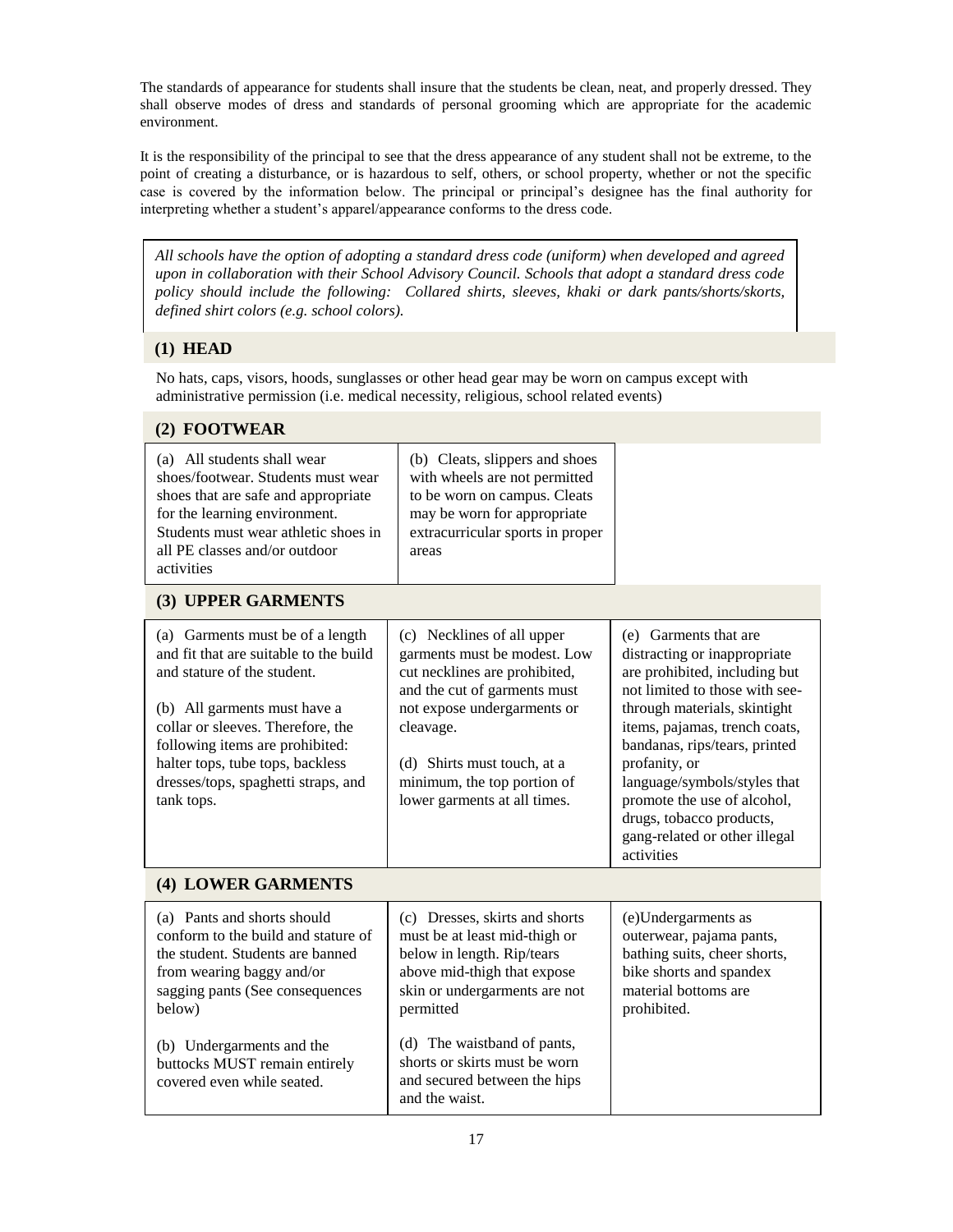The standards of appearance for students shall insure that the students be clean, neat, and properly dressed. They shall observe modes of dress and standards of personal grooming which are appropriate for the academic environment.

It is the responsibility of the principal to see that the dress appearance of any student shall not be extreme, to the point of creating a disturbance, or is hazardous to self, others, or school property, whether or not the specific case is covered by the information below. The principal or principal's designee has the final authority for interpreting whether a student's apparel/appearance conforms to the dress code.

*All schools have the option of adopting a standard dress code (uniform) when developed and agreed upon in collaboration with their School Advisory Council. Schools that adopt a standard dress code policy should include the following: Collared shirts, sleeves, khaki or dark pants/shorts/skorts, defined shirt colors (e.g. school colors).*

## (1) HEAD

No hats, caps, visors, hoods, sunglasses or other head gear may be worn on campus except with administrative permission (i.e. medical necessity, religious, school related events)

## (2) FOOTWEAR

(a) All students shall wear shoes/footwear. Students must wear shoes that are safe and appropriate for the learning environment. Students must wear athletic shoes in all PE classes and/or outdoor activities

(b) Cleats, slippers and shoes with wheels are not permitted to be worn on campus. Cleats may be worn for appropriate extracurricular sports in proper areas

## (3) UPPER GARMENTS

(a) Garments must be of a length and fit that are suitable to the build and stature of the student.

(b) All garments must have a collar or sleeves. Therefore, the following items are prohibited: halter tops, tube tops, backless dresses/tops, spaghetti straps, and tank tops.

(c) Necklines of all upper garments must be modest. Low cut necklines are prohibited, and the cut of garments must not expose undergarments or cleavage.

(d) Shirts must touch, at a minimum, the top portion of lower garments at all times.

(e) Garments that are distracting or inappropriate are prohibited, including but not limited to those with see-through materials, skintight items, pajamas, trench coats, bandanas, rips/tears, printed profanity, or language/symbols/styles that promote the use of alcohol, drugs, tobacco products, gang-related or other illegal activities

## (4) LOWER GARMENTS

(a) Pants and shorts should conform to the build and stature of the student. Students are banned from wearing baggy and/or sagging pants (See consequences below)

(b) Undergarments and the buttocks MUST remain entirely covered even while seated.

(c) Dresses, skirts and shorts must be at least mid-thigh or below in length. Rip/tears above mid-thigh that expose skin or undergarments are not permitted

(d) The waistband of pants, shorts or skirts must be worn and secured between the hips and the waist.

(e)Undergarments as outerwear, pajama pants, bathing suits, cheer shorts, bike shorts and spandex material bottoms are prohibited.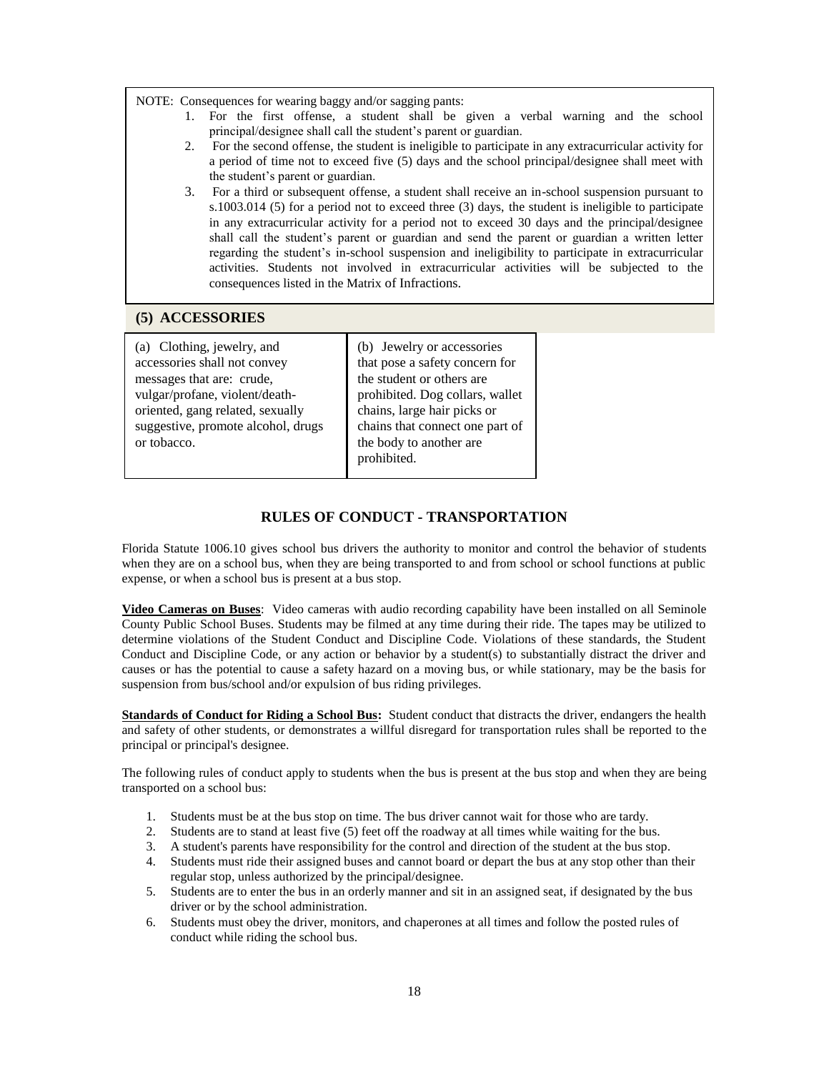NOTE: Consequences for wearing baggy and/or sagging pants:

1. For the first offense, a student shall be given a verbal warning and the school principal/designee shall call the student's parent or guardian.
2. For the second offense, the student is ineligible to participate in any extracurricular activity for a period of time not to exceed five (5) days and the school principal/designee shall meet with the student's parent or guardian.
3. For a third or subsequent offense, a student shall receive an in-school suspension pursuant to s.1003.014 (5) for a period not to exceed three (3) days, the student is ineligible to participate in any extracurricular activity for a period not to exceed 30 days and the principal/designee shall call the student's parent or guardian and send the parent or guardian a written letter regarding the student's in-school suspension and ineligibility to participate in extracurricular activities. Students not involved in extracurricular activities will be subjected to the consequences listed in the Matrix of Infractions.

## (5) ACCESSORIES

| (a) Clothing, jewelry, and accessories shall not convey messages that are: crude, vulgar/profane, violent/death-oriented, gang related, sexually suggestive, promote alcohol, drugs or tobacco. | (b) Jewelry or accessories that pose a safety concern for the student or others are prohibited. Dog collars, wallet chains, large hair picks or chains that connect one part of the body to another are prohibited. |
|---|---|

## RULES OF CONDUCT - TRANSPORTATION

Florida Statute 1006.10 gives school bus drivers the authority to monitor and control the behavior of students when they are on a school bus, when they are being transported to and from school or school functions at public expense, or when a school bus is present at a bus stop.

**Video Cameras on Buses**: Video cameras with audio recording capability have been installed on all Seminole County Public School Buses. Students may be filmed at any time during their ride. The tapes may be utilized to determine violations of the Student Conduct and Discipline Code. Violations of these standards, the Student Conduct and Discipline Code, or any action or behavior by a student(s) to substantially distract the driver and causes or has the potential to cause a safety hazard on a moving bus, or while stationary, may be the basis for suspension from bus/school and/or expulsion of bus riding privileges.

**Standards of Conduct for Riding a School Bus:** Student conduct that distracts the driver, endangers the health and safety of other students, or demonstrates a willful disregard for transportation rules shall be reported to the principal or principal's designee.

The following rules of conduct apply to students when the bus is present at the bus stop and when they are being transported on a school bus:

1. Students must be at the bus stop on time. The bus driver cannot wait for those who are tardy.
2. Students are to stand at least five (5) feet off the roadway at all times while waiting for the bus.
3. A student's parents have responsibility for the control and direction of the student at the bus stop.
4. Students must ride their assigned buses and cannot board or depart the bus at any stop other than their regular stop, unless authorized by the principal/designee.
5. Students are to enter the bus in an orderly manner and sit in an assigned seat, if designated by the bus driver or by the school administration.
6. Students must obey the driver, monitors, and chaperones at all times and follow the posted rules of conduct while riding the school bus.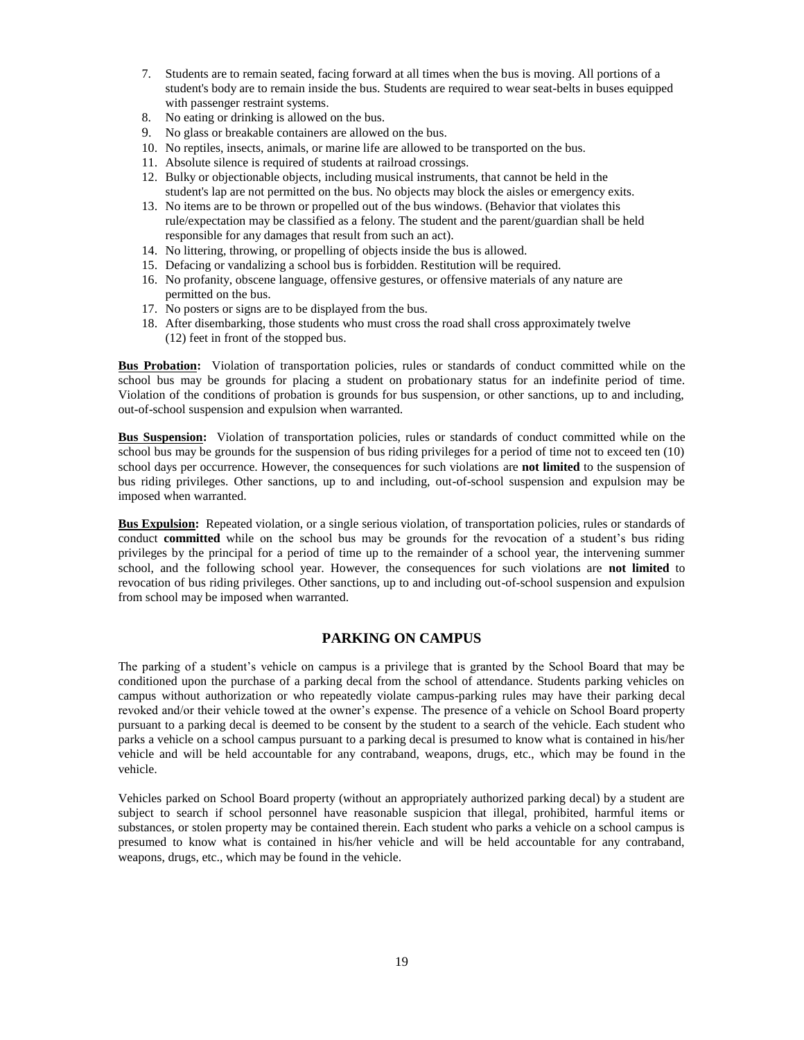7. Students are to remain seated, facing forward at all times when the bus is moving. All portions of a student's body are to remain inside the bus. Students are required to wear seat-belts in buses equipped with passenger restraint systems.
8. No eating or drinking is allowed on the bus.
9. No glass or breakable containers are allowed on the bus.
10. No reptiles, insects, animals, or marine life are allowed to be transported on the bus.
11. Absolute silence is required of students at railroad crossings.
12. Bulky or objectionable objects, including musical instruments, that cannot be held in the student's lap are not permitted on the bus. No objects may block the aisles or emergency exits.
13. No items are to be thrown or propelled out of the bus windows. (Behavior that violates this rule/expectation may be classified as a felony. The student and the parent/guardian shall be held responsible for any damages that result from such an act).
14. No littering, throwing, or propelling of objects inside the bus is allowed.
15. Defacing or vandalizing a school bus is forbidden. Restitution will be required.
16. No profanity, obscene language, offensive gestures, or offensive materials of any nature are permitted on the bus.
17. No posters or signs are to be displayed from the bus.
18. After disembarking, those students who must cross the road shall cross approximately twelve (12) feet in front of the stopped bus.

**Bus Probation:** Violation of transportation policies, rules or standards of conduct committed while on the school bus may be grounds for placing a student on probationary status for an indefinite period of time. Violation of the conditions of probation is grounds for bus suspension, or other sanctions, up to and including, out-of-school suspension and expulsion when warranted.

**Bus Suspension:** Violation of transportation policies, rules or standards of conduct committed while on the school bus may be grounds for the suspension of bus riding privileges for a period of time not to exceed ten (10) school days per occurrence. However, the consequences for such violations are **not limited** to the suspension of bus riding privileges. Other sanctions, up to and including, out-of-school suspension and expulsion may be imposed when warranted.

**Bus Expulsion:** Repeated violation, or a single serious violation, of transportation policies, rules or standards of conduct **committed** while on the school bus may be grounds for the revocation of a student's bus riding privileges by the principal for a period of time up to the remainder of a school year, the intervening summer school, and the following school year. However, the consequences for such violations are **not limited** to revocation of bus riding privileges. Other sanctions, up to and including out-of-school suspension and expulsion from school may be imposed when warranted.

## PARKING ON CAMPUS

The parking of a student's vehicle on campus is a privilege that is granted by the School Board that may be conditioned upon the purchase of a parking decal from the school of attendance. Students parking vehicles on campus without authorization or who repeatedly violate campus-parking rules may have their parking decal revoked and/or their vehicle towed at the owner's expense. The presence of a vehicle on School Board property pursuant to a parking decal is deemed to be consent by the student to a search of the vehicle. Each student who parks a vehicle on a school campus pursuant to a parking decal is presumed to know what is contained in his/her vehicle and will be held accountable for any contraband, weapons, drugs, etc., which may be found in the vehicle.

Vehicles parked on School Board property (without an appropriately authorized parking decal) by a student are subject to search if school personnel have reasonable suspicion that illegal, prohibited, harmful items or substances, or stolen property may be contained therein. Each student who parks a vehicle on a school campus is presumed to know what is contained in his/her vehicle and will be held accountable for any contraband, weapons, drugs, etc., which may be found in the vehicle.